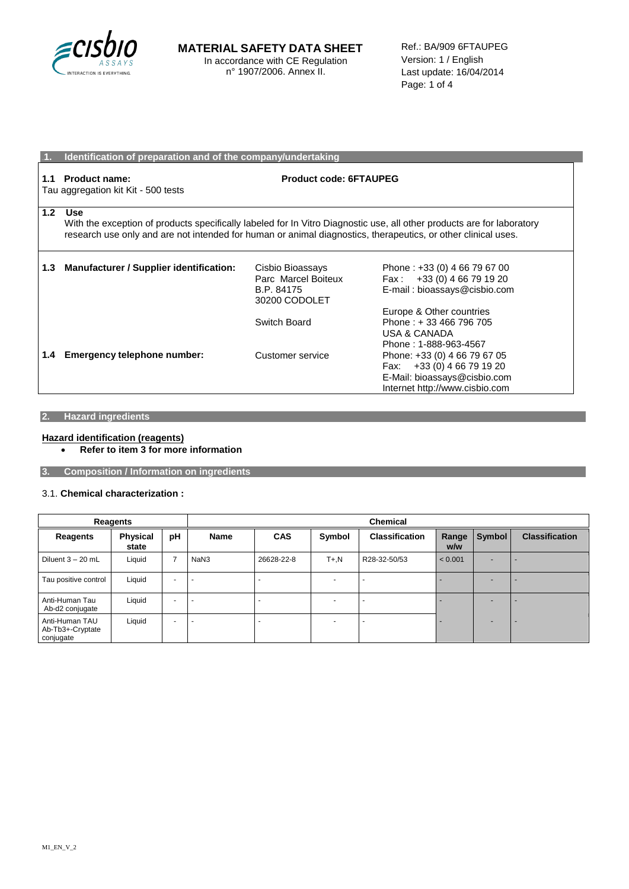# MATERIAL SAFETY DATA SHEET

In accordance with CE Regulation n° 1907/2006. Annex II.

Ref.: BA/909 6FTAUPEG
Version: 1 / English
Last update: 16/04/2014

## 1. Identification of preparation and of the company/undertaking

**1.1 Product name:**
Tau aggregation kit Kit - 500 tests

**Product code: 6FTAUPEG**

**1.2 Use**
With the exception of products specifically labeled for In Vitro Diagnostic use, all other products are for laboratory research use only and are not intended for human or animal diagnostics, therapeutics, or other clinical uses.

**1.3 Manufacturer / Supplier identification:**

Cisbio Bioassays
Parc Marcel Boiteux
B.P. 84175
30200 CODOLET

Phone : +33 (0) 4 66 79 67 00
Fax : +33 (0) 4 66 79 19 20
E-mail : bioassays@cisbio.com

Switch Board

Europe & Other countries
Phone : + 33 466 796 705
USA & CANADA
Phone : 1-888-963-4567

**1.4 Emergency telephone number:**

Customer service

Phone: +33 (0) 4 66 79 67 05
Fax: +33 (0) 4 66 79 19 20
E-Mail: bioassays@cisbio.com
Internet http://www.cisbio.com

## 2. Hazard ingredients

**Hazard identification (reagents)**

- **Refer to item 3 for more information**

## 3. Composition / Information on ingredients

3.1. **Chemical characterization :**

| Reagents | | | Chemical | | | | | | |
|---|---|---|---|---|---|---|---|---|---|
| **Reagents** | **Physical state** | **pH** | **Name** | **CAS** | **Symbol** | **Classification** | **Range w/w** | **Symbol** | **Classification** |
| Diluent 3 – 20 mL | Liquid | 7 | NaN3 | 26628-22-8 | T+,N | R28-32-50/53 | < 0.001 | - | - |
| Tau positive control | Liquid | - | - | - | - | - | - | - | - |
| Anti-Human Tau Ab-d2 conjugate | Liquid | - | - | - | - | - | - | - | - |
| Anti-Human TAU Ab-Tb3+-Cryptate conjugate | Liquid | - | - | - | - | - | - | - | - |

M1_EN_V_2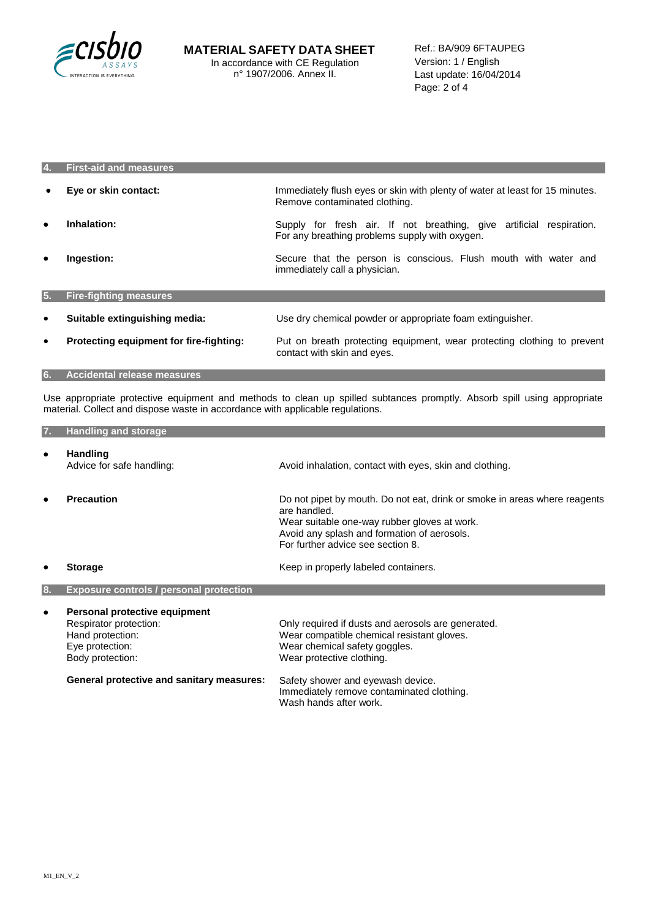## 4. First-aid and measures

- **Eye or skin contact:** Immediately flush eyes or skin with plenty of water at least for 15 minutes. Remove contaminated clothing.
- **Inhalation:** Supply for fresh air. If not breathing, give artificial respiration. For any breathing problems supply with oxygen.
- **Ingestion:** Secure that the person is conscious. Flush mouth with water and immediately call a physician.

## 5. Fire-fighting measures

- **Suitable extinguishing media:** Use dry chemical powder or appropriate foam extinguisher.
- **Protecting equipment for fire-fighting:** Put on breath protecting equipment, wear protecting clothing to prevent contact with skin and eyes.

## 6. Accidental release measures

Use appropriate protective equipment and methods to clean up spilled subtances promptly. Absorb spill using appropriate material. Collect and dispose waste in accordance with applicable regulations.

## 7. Handling and storage

- **Handling**
  Advice for safe handling: Avoid inhalation, contact with eyes, skin and clothing.
- **Precaution**
  Do not pipet by mouth. Do not eat, drink or smoke in areas where reagents are handled.
  Wear suitable one-way rubber gloves at work.
  Avoid any splash and formation of aerosols.
  For further advice see section 8.
- **Storage**
  Keep in properly labeled containers.

## 8. Exposure controls / personal protection

- **Personal protective equipment**
  - Respirator protection: Only required if dusts and aerosols are generated.
  - Hand protection: Wear compatible chemical resistant gloves.
  - Eye protection: Wear chemical safety goggles.
  - Body protection: Wear protective clothing.

**General protective and sanitary measures:**
Safety shower and eyewash device.
Immediately remove contaminated clothing.
Wash hands after work.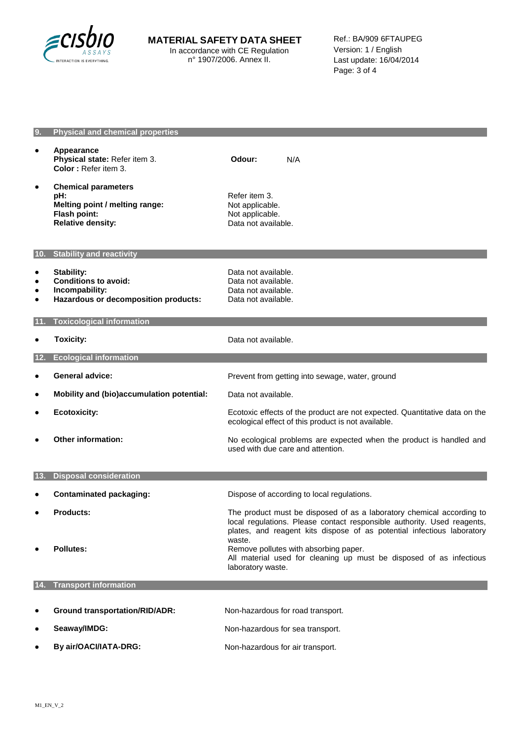## 9. Physical and chemical properties

- **Appearance**
  **Physical state:** Refer item 3.
  **Color :** Refer item 3.
  **Odour:** N/A

- **Chemical parameters**

| | |
|---|---|
| **pH:** | Refer item 3. |
| **Melting point / melting range:** | Not applicable. |
| **Flash point:** | Not applicable. |
| **Relative density:** | Data not available. |

## 10. Stability and reactivity

- **Stability:** Data not available.
- **Conditions to avoid:** Data not available.
- **Incompability:** Data not available.
- **Hazardous or decomposition products:** Data not available.

## 11. Toxicological information

- **Toxicity:** Data not available.

## 12. Ecological information

- **General advice:** Prevent from getting into sewage, water, ground
- **Mobility and (bio)accumulation potential:** Data not available.
- **Ecotoxicity:** Ecotoxic effects of the product are not expected. Quantitative data on the ecological effect of this product is not available.
- **Other information:** No ecological problems are expected when the product is handled and used with due care and attention.

## 13. Disposal consideration

- **Contaminated packaging:** Dispose of according to local regulations.
- **Products:** The product must be disposed of as a laboratory chemical according to local regulations. Please contact responsible authority. Used reagents, plates, and reagent kits dispose of as potential infectious laboratory waste.
- **Pollutes:** Remove pollutes with absorbing paper.
  All material used for cleaning up must be disposed of as infectious laboratory waste.

## 14. Transport information

- **Ground transportation/RID/ADR:** Non-hazardous for road transport.
- **Seaway/IMDG:** Non-hazardous for sea transport.
- **By air/OACI/IATA-DRG:** Non-hazardous for air transport.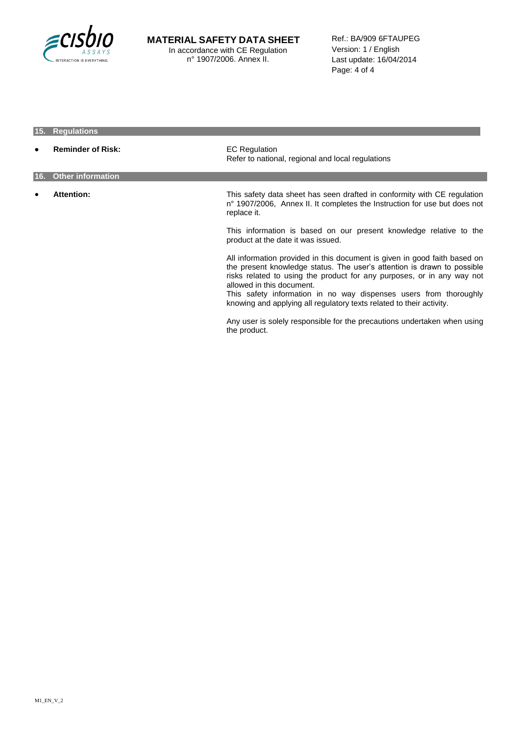## 15. Regulations

- **Reminder of Risk:** EC Regulation
  Refer to national, regional and local regulations

## 16. Other information

- **Attention:** This safety data sheet has seen drafted in conformity with CE regulation n° 1907/2006, Annex II. It completes the Instruction for use but does not replace it.

  This information is based on our present knowledge relative to the product at the date it was issued.

  All information provided in this document is given in good faith based on the present knowledge status. The user's attention is drawn to possible risks related to using the product for any purposes, or in any way not allowed in this document.
  This safety information in no way dispenses users from thoroughly knowing and applying all regulatory texts related to their activity.

  Any user is solely responsible for the precautions undertaken when using the product.

M1_EN_V_2